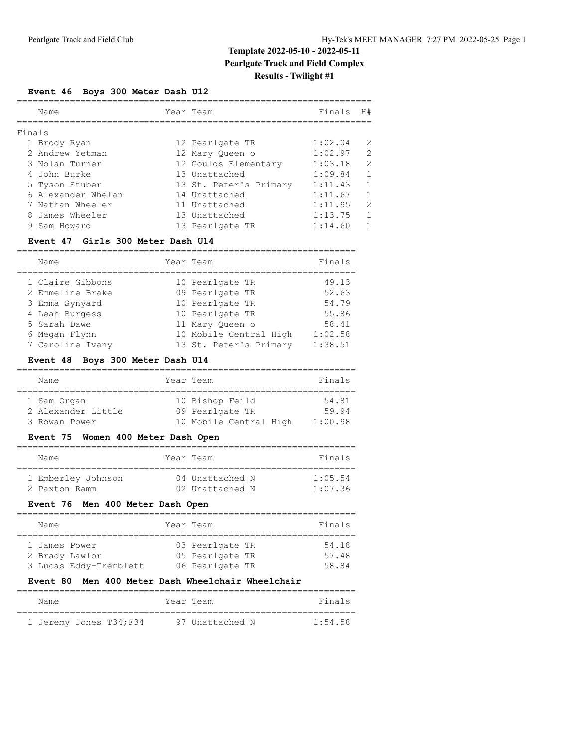# Template 2022-05-10 - 2022-05-11

## Pearlgate Track and Field Complex

## Results - Twilight #1

### Event 46 Boys 300 Meter Dash U12

**Finals**

| | Name | Year | Team | Finals | H# |
|---|---|---|---|---|---|
| 1 | Brody Ryan | 12 | Pearlgate TR | 1:02.04 | 2 |
| 2 | Andrew Yetman | 12 | Mary Queen o | 1:02.97 | 2 |
| 3 | Nolan Turner | 12 | Goulds Elementary | 1:03.18 | 2 |
| 4 | John Burke | 13 | Unattached | 1:09.84 | 1 |
| 5 | Tyson Stuber | 13 | St. Peter's Primary | 1:11.43 | 1 |
| 6 | Alexander Whelan | 14 | Unattached | 1:11.67 | 1 |
| 7 | Nathan Wheeler | 11 | Unattached | 1:11.95 | 2 |
| 8 | James Wheeler | 13 | Unattached | 1:13.75 | 1 |
| 9 | Sam Howard | 13 | Pearlgate TR | 1:14.60 | 1 |

### Event 47 Girls 300 Meter Dash U14

| | Name | Year | Team | Finals |
|---|---|---|---|---|
| 1 | Claire Gibbons | 10 | Pearlgate TR | 49.13 |
| 2 | Emmeline Brake | 09 | Pearlgate TR | 52.63 |
| 3 | Emma Synyard | 10 | Pearlgate TR | 54.79 |
| 4 | Leah Burgess | 10 | Pearlgate TR | 55.86 |
| 5 | Sarah Dawe | 11 | Mary Queen o | 58.41 |
| 6 | Megan Flynn | 10 | Mobile Central High | 1:02.58 |
| 7 | Caroline Ivany | 13 | St. Peter's Primary | 1:38.51 |

### Event 48 Boys 300 Meter Dash U14

| | Name | Year | Team | Finals |
|---|---|---|---|---|
| 1 | Sam Organ | 10 | Bishop Feild | 54.81 |
| 2 | Alexander Little | 09 | Pearlgate TR | 59.94 |
| 3 | Rowan Power | 10 | Mobile Central High | 1:00.98 |

### Event 75 Women 400 Meter Dash Open

| | Name | Year | Team | Finals |
|---|---|---|---|---|
| 1 | Emberley Johnson | 04 | Unattached N | 1:05.54 |
| 2 | Paxton Ramm | 02 | Unattached N | 1:07.36 |

### Event 76 Men 400 Meter Dash Open

| | Name | Year | Team | Finals |
|---|---|---|---|---|
| 1 | James Power | 03 | Pearlgate TR | 54.18 |
| 2 | Brady Lawlor | 05 | Pearlgate TR | 57.48 |
| 3 | Lucas Eddy-Tremblett | 06 | Pearlgate TR | 58.84 |

### Event 80 Men 400 Meter Dash Wheelchair Wheelchair

| | Name | Year | Team | Finals |
|---|---|---|---|---|
| 1 | Jeremy Jones T34;F34 | 97 | Unattached N | 1:54.58 |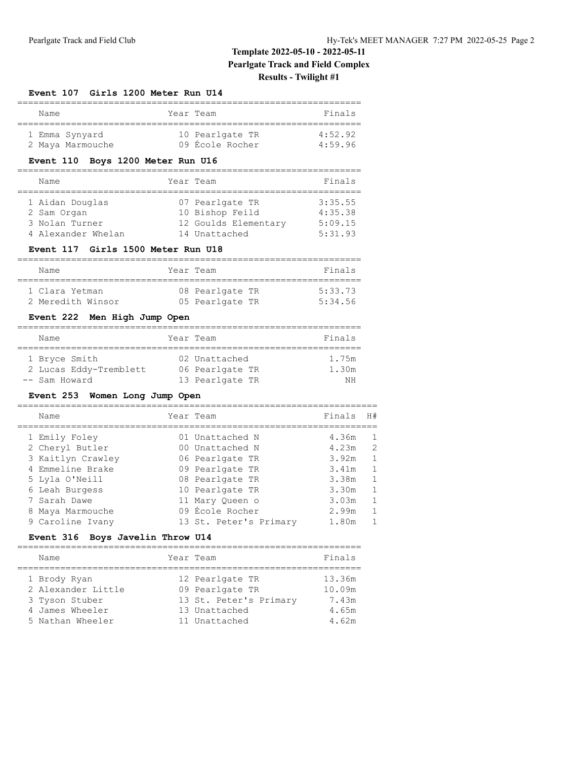# Template 2022-05-10 - 2022-05-11

## Pearlgate Track and Field Complex

### Results - Twilight #1

#### Event 107 Girls 1200 Meter Run U14

| | Name | Year | Team | Finals |
|---|---|---|---|---|
| 1 | Emma Synyard | 10 | Pearlgate TR | 4:52.92 |
| 2 | Maya Marmouche | 09 | École Rocher | 4:59.96 |

#### Event 110 Boys 1200 Meter Run U16

| | Name | Year | Team | Finals |
|---|---|---|---|---|
| 1 | Aidan Douglas | 07 | Pearlgate TR | 3:35.55 |
| 2 | Sam Organ | 10 | Bishop Feild | 4:35.38 |
| 3 | Nolan Turner | 12 | Goulds Elementary | 5:09.15 |
| 4 | Alexander Whelan | 14 | Unattached | 5:31.93 |

#### Event 117 Girls 1500 Meter Run U18

| | Name | Year | Team | Finals |
|---|---|---|---|---|
| 1 | Clara Yetman | 08 | Pearlgate TR | 5:33.73 |
| 2 | Meredith Winsor | 05 | Pearlgate TR | 5:34.56 |

#### Event 222 Men High Jump Open

| | Name | Year | Team | Finals |
|---|---|---|---|---|
| 1 | Bryce Smith | 02 | Unattached | 1.75m |
| 2 | Lucas Eddy-Tremblett | 06 | Pearlgate TR | 1.30m |
| -- | Sam Howard | 13 | Pearlgate TR | NH |

#### Event 253 Women Long Jump Open

| | Name | Year | Team | Finals | H# |
|---|---|---|---|---|---|
| 1 | Emily Foley | 01 | Unattached N | 4.36m | 1 |
| 2 | Cheryl Butler | 00 | Unattached N | 4.23m | 2 |
| 3 | Kaitlyn Crawley | 06 | Pearlgate TR | 3.92m | 1 |
| 4 | Emmeline Brake | 09 | Pearlgate TR | 3.41m | 1 |
| 5 | Lyla O'Neill | 08 | Pearlgate TR | 3.38m | 1 |
| 6 | Leah Burgess | 10 | Pearlgate TR | 3.30m | 1 |
| 7 | Sarah Dawe | 11 | Mary Queen o | 3.03m | 1 |
| 8 | Maya Marmouche | 09 | École Rocher | 2.99m | 1 |
| 9 | Caroline Ivany | 13 | St. Peter's Primary | 1.80m | 1 |

#### Event 316 Boys Javelin Throw U14

| | Name | Year | Team | Finals |
|---|---|---|---|---|
| 1 | Brody Ryan | 12 | Pearlgate TR | 13.36m |
| 2 | Alexander Little | 09 | Pearlgate TR | 10.09m |
| 3 | Tyson Stuber | 13 | St. Peter's Primary | 7.43m |
| 4 | James Wheeler | 13 | Unattached | 4.65m |
| 5 | Nathan Wheeler | 11 | Unattached | 4.62m |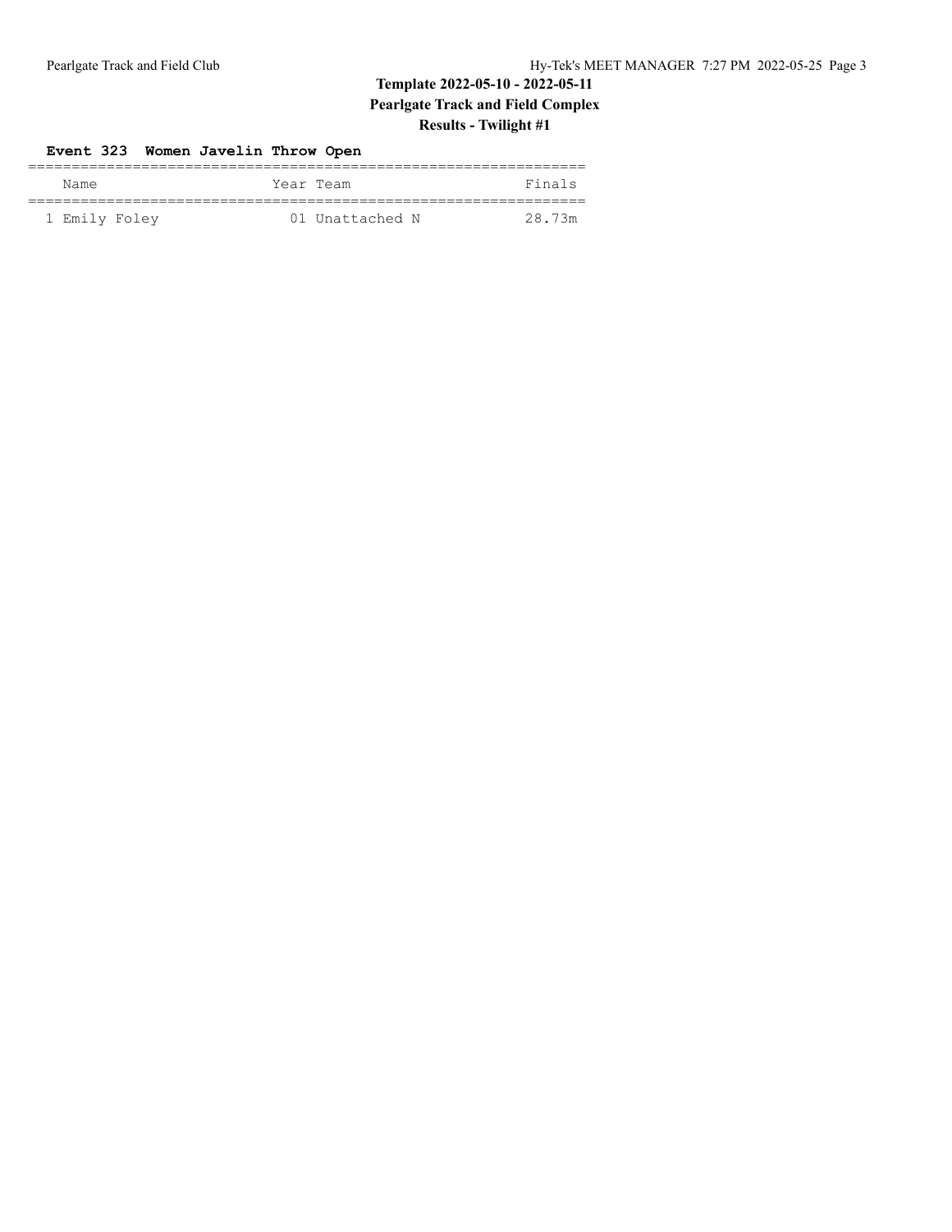**Template 2022-05-10 - 2022-05-11**

**Pearlgate Track and Field Complex**

**Results - Twilight #1**

### Event 323 Women Javelin Throw Open

| | Name | Year | Team | Finals |
|---|---|---|---|---|
| 1 | Emily Foley | 01 | Unattached N | 28.73m |